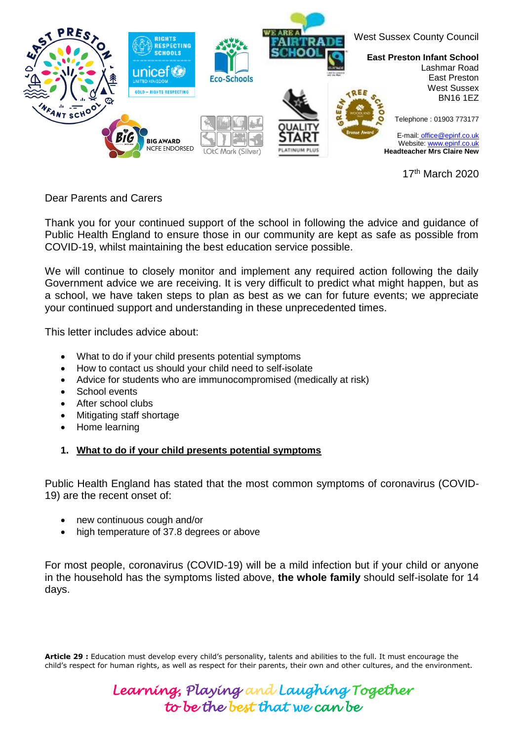West Sussex County Council

**East Preston Infant School**
Lashmar Road
East Preston
West Sussex
BN16 1EZ

Telephone : 01903 773177

E-mail: office@epinf.co.uk
Website: www.epinf.co.uk
**Headteacher Mrs Claire New**

17th March 2020

Dear Parents and Carers

Thank you for your continued support of the school in following the advice and guidance of Public Health England to ensure those in our community are kept as safe as possible from COVID-19, whilst maintaining the best education service possible.

We will continue to closely monitor and implement any required action following the daily Government advice we are receiving. It is very difficult to predict what might happen, but as a school, we have taken steps to plan as best as we can for future events; we appreciate your continued support and understanding in these unprecedented times.

This letter includes advice about:

- What to do if your child presents potential symptoms
- How to contact us should your child need to self-isolate
- Advice for students who are immunocompromised (medically at risk)
- School events
- After school clubs
- Mitigating staff shortage
- Home learning

1. **<u>What to do if your child presents potential symptoms</u>**

Public Health England has stated that the most common symptoms of coronavirus (COVID-19) are the recent onset of:

- new continuous cough and/or
- high temperature of 37.8 degrees or above

For most people, coronavirus (COVID-19) will be a mild infection but if your child or anyone in the household has the symptoms listed above, **the whole family** should self-isolate for 14 days.

**Article 29 :** Education must develop every child's personality, talents and abilities to the full. It must encourage the child's respect for human rights, as well as respect for their parents, their own and other cultures, and the environment.

*Learning, Playing and Laughing Together to be the best that we can be*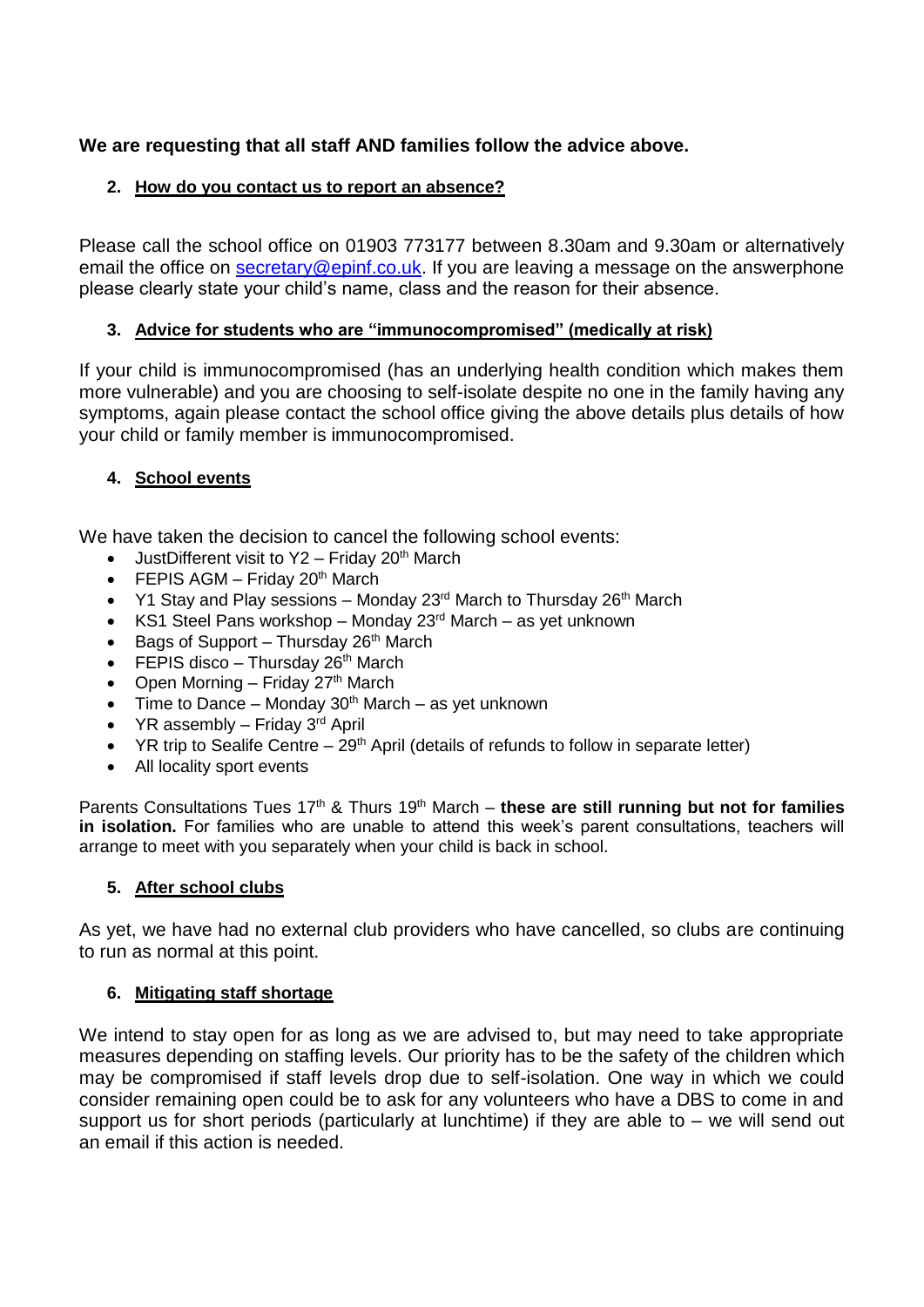**We are requesting that all staff AND families follow the advice above.**

2. **How do you contact us to report an absence?**

Please call the school office on 01903 773177 between 8.30am and 9.30am or alternatively email the office on secretary@epinf.co.uk. If you are leaving a message on the answerphone please clearly state your child's name, class and the reason for their absence.

3. **Advice for students who are "immunocompromised" (medically at risk)**

If your child is immunocompromised (has an underlying health condition which makes them more vulnerable) and you are choosing to self-isolate despite no one in the family having any symptoms, again please contact the school office giving the above details plus details of how your child or family member is immunocompromised.

4. **School events**

We have taken the decision to cancel the following school events:

- JustDifferent visit to Y2 – Friday 20th March
- FEPIS AGM – Friday 20th March
- Y1 Stay and Play sessions – Monday 23rd March to Thursday 26th March
- KS1 Steel Pans workshop – Monday 23rd March – as yet unknown
- Bags of Support – Thursday 26th March
- FEPIS disco – Thursday 26th March
- Open Morning – Friday 27th March
- Time to Dance – Monday 30th March – as yet unknown
- YR assembly – Friday 3rd April
- YR trip to Sealife Centre – 29th April (details of refunds to follow in separate letter)
- All locality sport events

Parents Consultations Tues 17th & Thurs 19th March – **these are still running but not for families in isolation.** For families who are unable to attend this week's parent consultations, teachers will arrange to meet with you separately when your child is back in school.

5. **After school clubs**

As yet, we have had no external club providers who have cancelled, so clubs are continuing to run as normal at this point.

6. **Mitigating staff shortage**

We intend to stay open for as long as we are advised to, but may need to take appropriate measures depending on staffing levels. Our priority has to be the safety of the children which may be compromised if staff levels drop due to self-isolation. One way in which we could consider remaining open could be to ask for any volunteers who have a DBS to come in and support us for short periods (particularly at lunchtime) if they are able to – we will send out an email if this action is needed.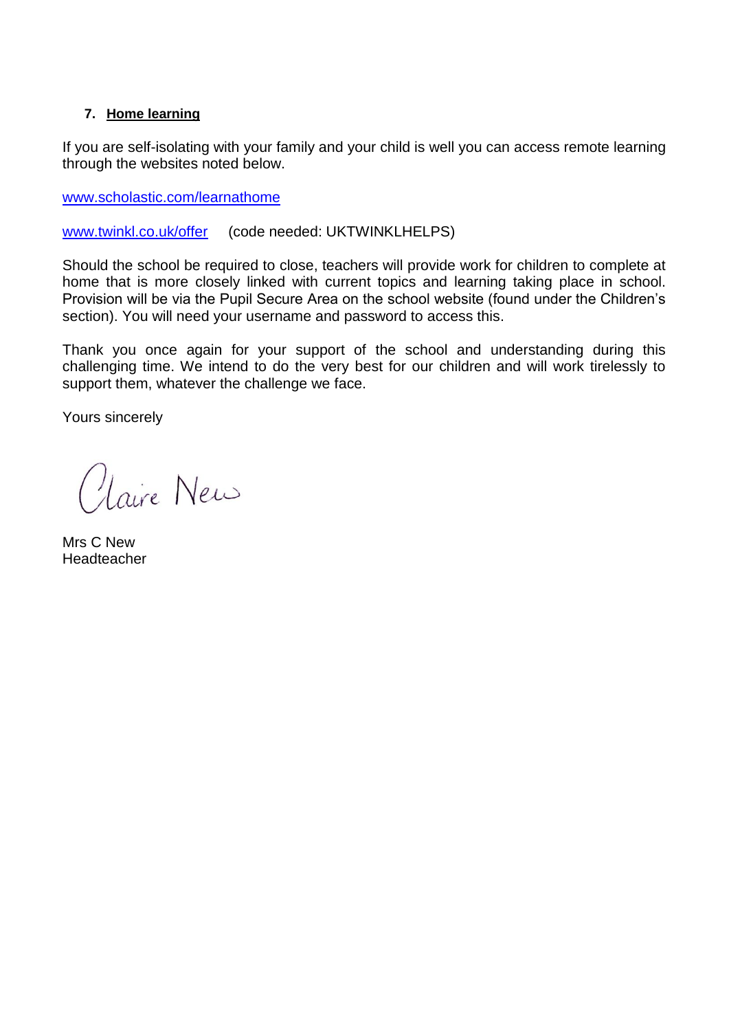## 7. **Home learning**

If you are self-isolating with your family and your child is well you can access remote learning through the websites noted below.

[www.scholastic.com/learnathome](www.scholastic.com/learnathome)

[www.twinkl.co.uk/offer](www.twinkl.co.uk/offer) (code needed: UKTWINKLHELPS)

Should the school be required to close, teachers will provide work for children to complete at home that is more closely linked with current topics and learning taking place in school. Provision will be via the Pupil Secure Area on the school website (found under the Children's section). You will need your username and password to access this.

Thank you once again for your support of the school and understanding during this challenging time. We intend to do the very best for our children and will work tirelessly to support them, whatever the challenge we face.

Yours sincerely

Claire New

Mrs C New
Headteacher